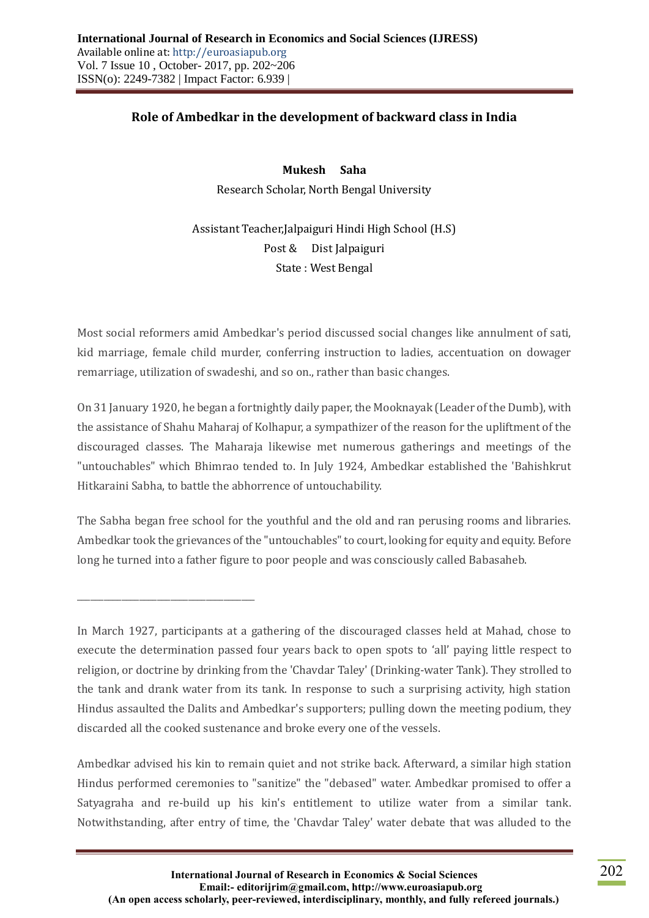## Role of Ambedkar in the development of backward class in India

**Mukesh Saha**

Research Scholar, North Bengal University

Assistant Teacher,Jalpaiguri Hindi High School (H.S)
Post & Dist Jalpaiguri
State : West Bengal

Most social reformers amid Ambedkar's period discussed social changes like annulment of sati, kid marriage, female child murder, conferring instruction to ladies, accentuation on dowager remarriage, utilization of swadeshi, and so on., rather than basic changes.

On 31 January 1920, he began a fortnightly daily paper, the Mooknayak (Leader of the Dumb), with the assistance of Shahu Maharaj of Kolhapur, a sympathizer of the reason for the upliftment of the discouraged classes. The Maharaja likewise met numerous gatherings and meetings of the "untouchables" which Bhimrao tended to. In July 1924, Ambedkar established the 'Bahishkrut Hitkaraini Sabha, to battle the abhorrence of untouchability.

The Sabha began free school for the youthful and the old and ran perusing rooms and libraries. Ambedkar took the grievances of the "untouchables" to court, looking for equity and equity. Before long he turned into a father figure to poor people and was consciously called Babasaheb.

---

In March 1927, participants at a gathering of the discouraged classes held at Mahad, chose to execute the determination passed four years back to open spots to 'all' paying little respect to religion, or doctrine by drinking from the 'Chavdar Taley' (Drinking-water Tank). They strolled to the tank and drank water from its tank. In response to such a surprising activity, high station Hindus assaulted the Dalits and Ambedkar's supporters; pulling down the meeting podium, they discarded all the cooked sustenance and broke every one of the vessels.

Ambedkar advised his kin to remain quiet and not strike back. Afterward, a similar high station Hindus performed ceremonies to "sanitize" the "debased" water. Ambedkar promised to offer a Satyagraha and re-build up his kin's entitlement to utilize water from a similar tank. Notwithstanding, after entry of time, the 'Chavdar Taley' water debate that was alluded to the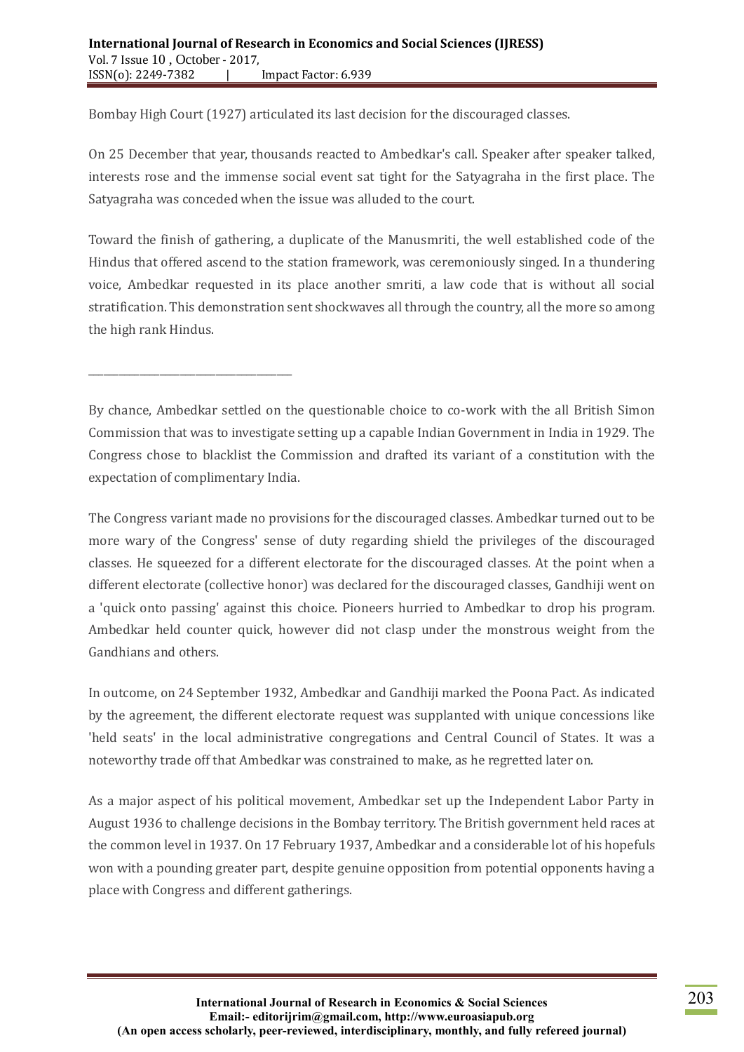Bombay High Court (1927) articulated its last decision for the discouraged classes.

On 25 December that year, thousands reacted to Ambedkar's call. Speaker after speaker talked, interests rose and the immense social event sat tight for the Satyagraha in the first place. The Satyagraha was conceded when the issue was alluded to the court.

Toward the finish of gathering, a duplicate of the Manusmriti, the well established code of the Hindus that offered ascend to the station framework, was ceremoniously singed. In a thundering voice, Ambedkar requested in its place another smriti, a law code that is without all social stratification. This demonstration sent shockwaves all through the country, all the more so among the high rank Hindus.

---

By chance, Ambedkar settled on the questionable choice to co-work with the all British Simon Commission that was to investigate setting up a capable Indian Government in India in 1929. The Congress chose to blacklist the Commission and drafted its variant of a constitution with the expectation of complimentary India.

The Congress variant made no provisions for the discouraged classes. Ambedkar turned out to be more wary of the Congress' sense of duty regarding shield the privileges of the discouraged classes. He squeezed for a different electorate for the discouraged classes. At the point when a different electorate (collective honor) was declared for the discouraged classes, Gandhiji went on a 'quick onto passing' against this choice. Pioneers hurried to Ambedkar to drop his program. Ambedkar held counter quick, however did not clasp under the monstrous weight from the Gandhians and others.

In outcome, on 24 September 1932, Ambedkar and Gandhiji marked the Poona Pact. As indicated by the agreement, the different electorate request was supplanted with unique concessions like 'held seats' in the local administrative congregations and Central Council of States. It was a noteworthy trade off that Ambedkar was constrained to make, as he regretted later on.

As a major aspect of his political movement, Ambedkar set up the Independent Labor Party in August 1936 to challenge decisions in the Bombay territory. The British government held races at the common level in 1937. On 17 February 1937, Ambedkar and a considerable lot of his hopefuls won with a pounding greater part, despite genuine opposition from potential opponents having a place with Congress and different gatherings.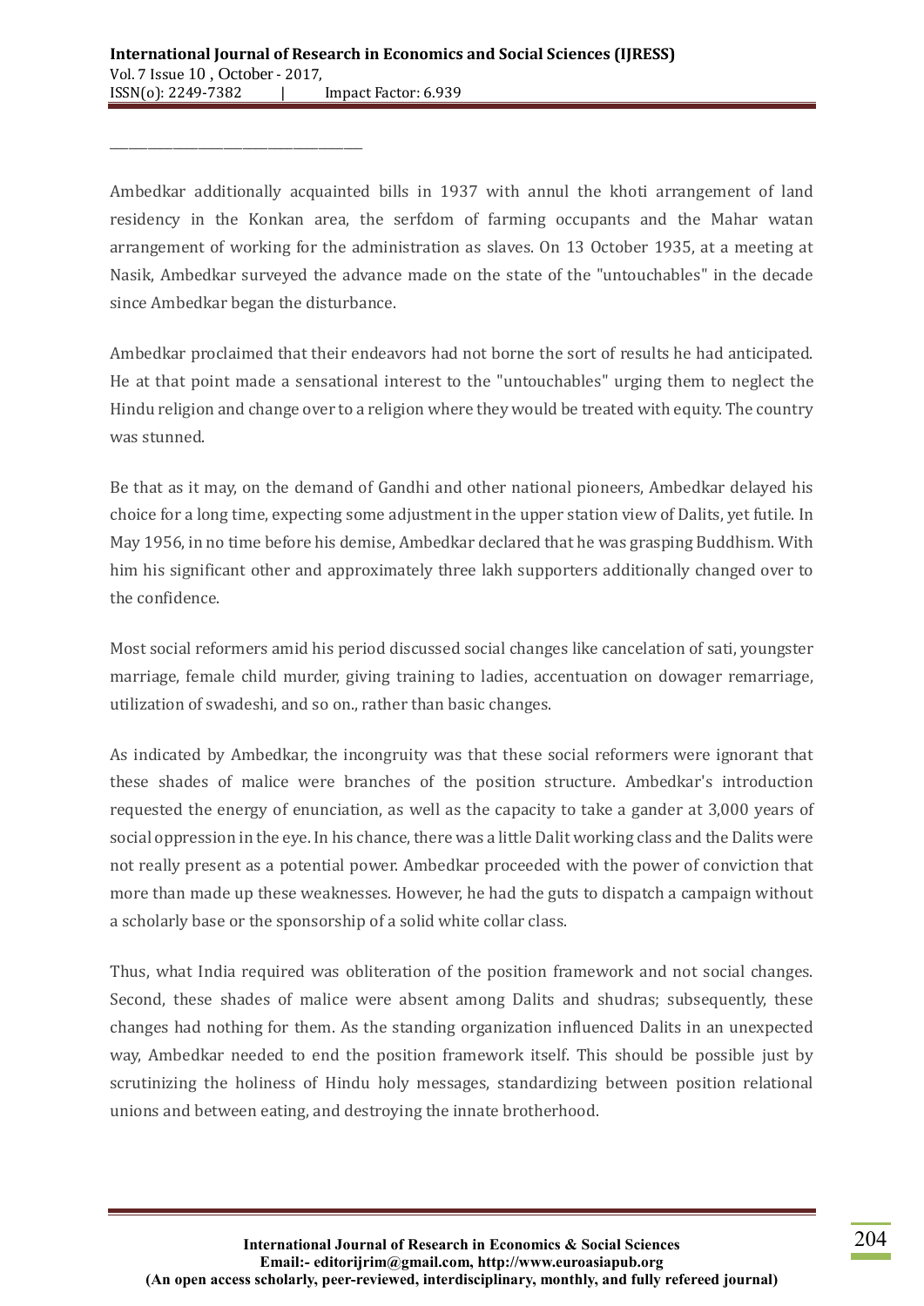Ambedkar additionally acquainted bills in 1937 with annul the khoti arrangement of land residency in the Konkan area, the serfdom of farming occupants and the Mahar watan arrangement of working for the administration as slaves. On 13 October 1935, at a meeting at Nasik, Ambedkar surveyed the advance made on the state of the "untouchables" in the decade since Ambedkar began the disturbance.

Ambedkar proclaimed that their endeavors had not borne the sort of results he had anticipated. He at that point made a sensational interest to the "untouchables" urging them to neglect the Hindu religion and change over to a religion where they would be treated with equity. The country was stunned.

Be that as it may, on the demand of Gandhi and other national pioneers, Ambedkar delayed his choice for a long time, expecting some adjustment in the upper station view of Dalits, yet futile. In May 1956, in no time before his demise, Ambedkar declared that he was grasping Buddhism. With him his significant other and approximately three lakh supporters additionally changed over to the confidence.

Most social reformers amid his period discussed social changes like cancelation of sati, youngster marriage, female child murder, giving training to ladies, accentuation on dowager remarriage, utilization of swadeshi, and so on., rather than basic changes.

As indicated by Ambedkar, the incongruity was that these social reformers were ignorant that these shades of malice were branches of the position structure. Ambedkar's introduction requested the energy of enunciation, as well as the capacity to take a gander at 3,000 years of social oppression in the eye. In his chance, there was a little Dalit working class and the Dalits were not really present as a potential power. Ambedkar proceeded with the power of conviction that more than made up these weaknesses. However, he had the guts to dispatch a campaign without a scholarly base or the sponsorship of a solid white collar class.

Thus, what India required was obliteration of the position framework and not social changes. Second, these shades of malice were absent among Dalits and shudras; subsequently, these changes had nothing for them. As the standing organization influenced Dalits in an unexpected way, Ambedkar needed to end the position framework itself. This should be possible just by scrutinizing the holiness of Hindu holy messages, standardizing between position relational unions and between eating, and destroying the innate brotherhood.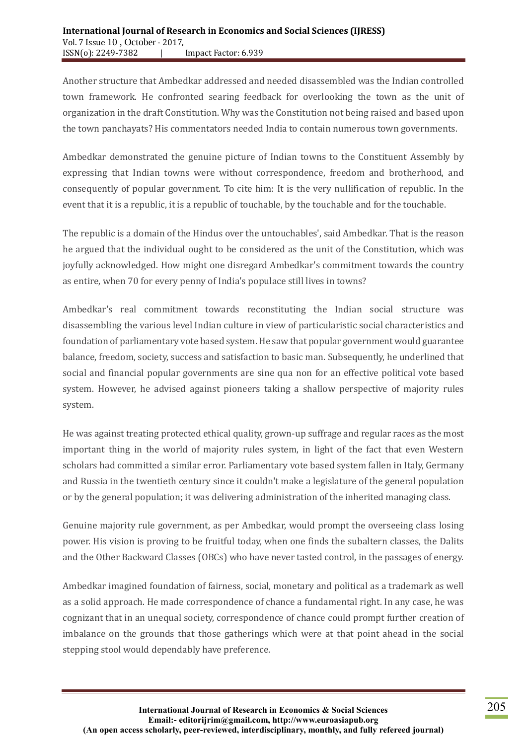Another structure that Ambedkar addressed and needed disassembled was the Indian controlled town framework. He confronted searing feedback for overlooking the town as the unit of organization in the draft Constitution. Why was the Constitution not being raised and based upon the town panchayats? His commentators needed India to contain numerous town governments.

Ambedkar demonstrated the genuine picture of Indian towns to the Constituent Assembly by expressing that Indian towns were without correspondence, freedom and brotherhood, and consequently of popular government. To cite him: It is the very nullification of republic. In the event that it is a republic, it is a republic of touchable, by the touchable and for the touchable.

The republic is a domain of the Hindus over the untouchables', said Ambedkar. That is the reason he argued that the individual ought to be considered as the unit of the Constitution, which was joyfully acknowledged. How might one disregard Ambedkar's commitment towards the country as entire, when 70 for every penny of India's populace still lives in towns?

Ambedkar's real commitment towards reconstituting the Indian social structure was disassembling the various level Indian culture in view of particularistic social characteristics and foundation of parliamentary vote based system. He saw that popular government would guarantee balance, freedom, society, success and satisfaction to basic man. Subsequently, he underlined that social and financial popular governments are sine qua non for an effective political vote based system. However, he advised against pioneers taking a shallow perspective of majority rules system.

He was against treating protected ethical quality, grown-up suffrage and regular races as the most important thing in the world of majority rules system, in light of the fact that even Western scholars had committed a similar error. Parliamentary vote based system fallen in Italy, Germany and Russia in the twentieth century since it couldn't make a legislature of the general population or by the general population; it was delivering administration of the inherited managing class.

Genuine majority rule government, as per Ambedkar, would prompt the overseeing class losing power. His vision is proving to be fruitful today, when one finds the subaltern classes, the Dalits and the Other Backward Classes (OBCs) who have never tasted control, in the passages of energy.

Ambedkar imagined foundation of fairness, social, monetary and political as a trademark as well as a solid approach. He made correspondence of chance a fundamental right. In any case, he was cognizant that in an unequal society, correspondence of chance could prompt further creation of imbalance on the grounds that those gatherings which were at that point ahead in the social stepping stool would dependably have preference.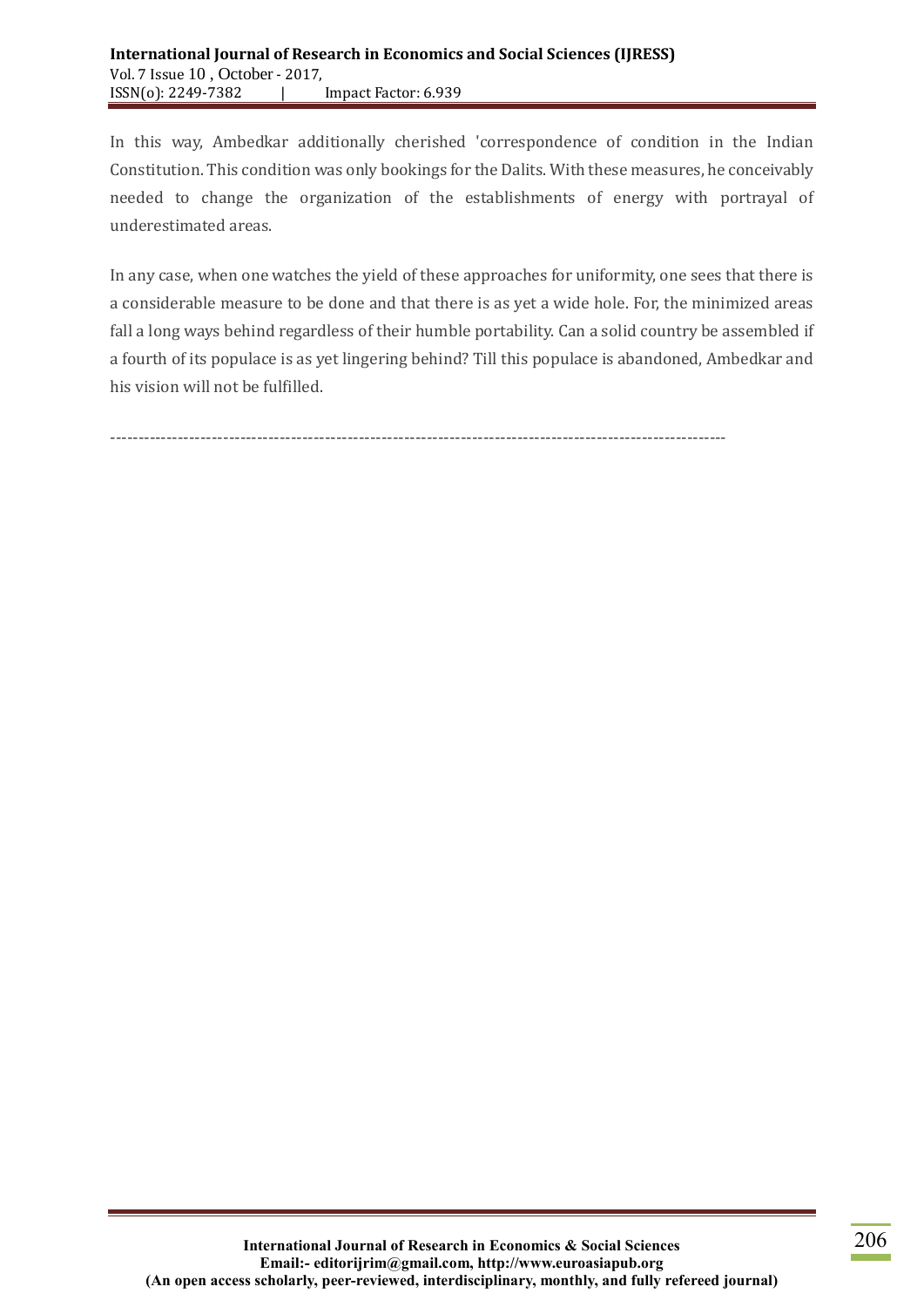In this way, Ambedkar additionally cherished 'correspondence of condition in the Indian Constitution. This condition was only bookings for the Dalits. With these measures, he conceivably needed to change the organization of the establishments of energy with portrayal of underestimated areas.

In any case, when one watches the yield of these approaches for uniformity, one sees that there is a considerable measure to be done and that there is as yet a wide hole. For, the minimized areas fall a long ways behind regardless of their humble portability. Can a solid country be assembled if a fourth of its populace is as yet lingering behind? Till this populace is abandoned, Ambedkar and his vision will not be fulfilled.

---